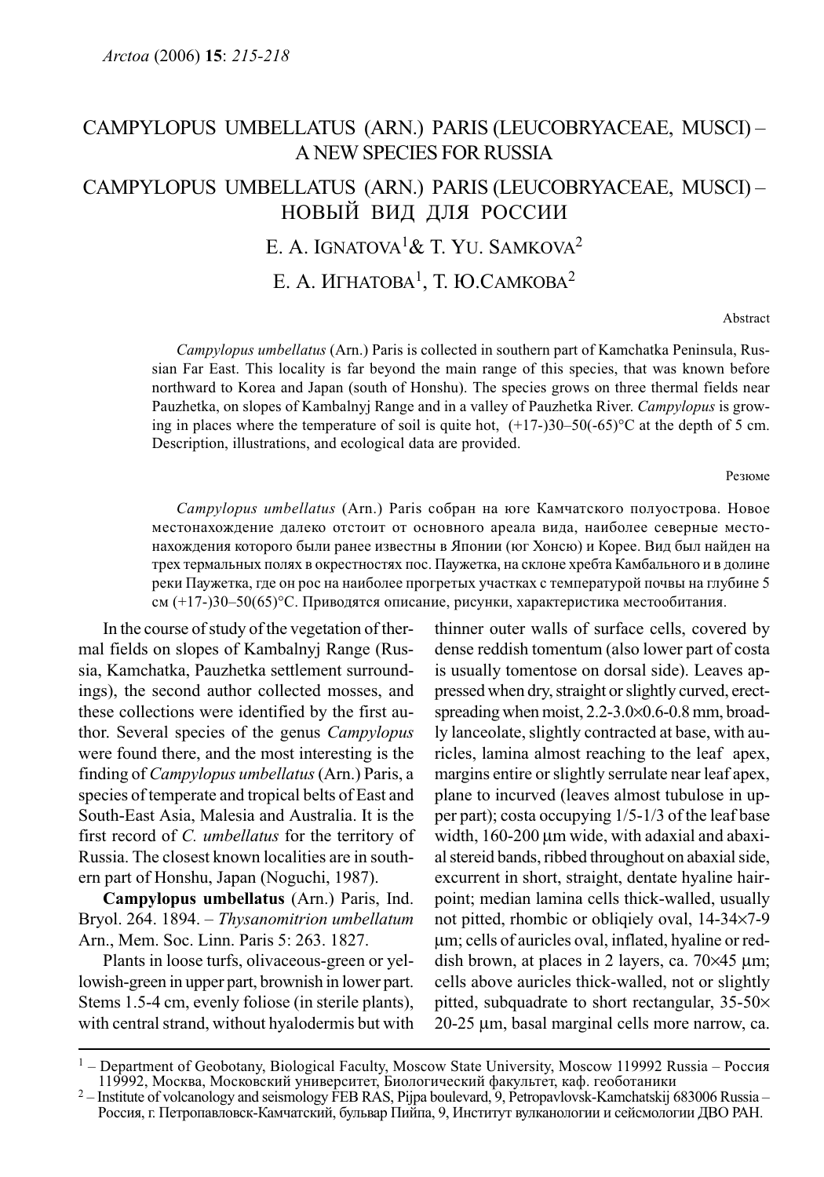# CAMPYLOPUS UMBELLATUS (ARN.) PARIS (LEUCOBRYACEAE, MUSCI) – A NEW SPECIES FOR RUSSIA

# CAMPYLOPUS UMBELLATUS (ARN.) PARIS (LEUCOBRYACEAE, MUSCI) – НОВЫЙ ВИД ДЛЯ РОССИИ

E. A. IGNATOVA[1] & T. YU. SAMKOVA[2]

Е. А. ИГНАТОВА[1], Т. Ю. САМКОВА[2]

Abstract

*Campylopus umbellatus* (Arn.) Paris is collected in southern part of Kamchatka Peninsula, Russian Far East. This locality is far beyond the main range of this species, that was known before northward to Korea and Japan (south of Honshu). The species grows on three thermal fields near Pauzhetka, on slopes of Kambalnyj Range and in a valley of Pauzhetka River. *Campylopus* is growing in places where the temperature of soil is quite hot, (+17-)30–50(-65)°C at the depth of 5 cm. Description, illustrations, and ecological data are provided.

Резюме

*Campylopus umbellatus* (Arn.) Paris собран на юге Камчатского полуострова. Новое местонахождение далеко отстоит от основного ареала вида, наиболее северные местонахождения которого были ранее известны в Японии (юг Хонсю) и Корее. Вид был найден на трех термальных полях в окрестностях пос. Паужетка, на склоне хребта Камбального и в долине реки Паужетка, где он рос на наиболее прогретых участках с температурой почвы на глубине 5 см (+17-)30–50(65)°С. Приводятся описание, рисунки, характеристика местообитания.

In the course of study of the vegetation of thermal fields on slopes of Kambalnyj Range (Russia, Kamchatka, Pauzhetka settlement surroundings), the second author collected mosses, and these collections were identified by the first author. Several species of the genus *Campylopus* were found there, and the most interesting is the finding of *Campylopus umbellatus* (Arn.) Paris, a species of temperate and tropical belts of East and South-East Asia, Malesia and Australia. It is the first record of *C. umbellatus* for the territory of Russia. The closest known localities are in southern part of Honshu, Japan (Noguchi, 1987).

**Campylopus umbellatus** (Arn.) Paris, Ind. Bryol. 264. 1894. – *Thysanomitrion umbellatum* Arn., Mem. Soc. Linn. Paris 5: 263. 1827.

Plants in loose turfs, olivaceous-green or yellowish-green in upper part, brownish in lower part. Stems 1.5-4 cm, evenly foliose (in sterile plants), with central strand, without hyalodermis but with thinner outer walls of surface cells, covered by dense reddish tomentum (also lower part of costa is usually tomentose on dorsal side). Leaves appressed when dry, straight or slightly curved, erect-spreading when moist, 2.2-3.0×0.6-0.8 mm, broadly lanceolate, slightly contracted at base, with auricles, lamina almost reaching to the leaf apex, margins entire or slightly serrulate near leaf apex, plane to incurved (leaves almost tubulose in upper part); costa occupying 1/5-1/3 of the leaf base width, 160-200 μm wide, with adaxial and abaxial stereid bands, ribbed throughout on abaxial side, excurrent in short, straight, dentate hyaline hairpoint; median lamina cells thick-walled, usually not pitted, rhombic or obliqiely oval, 14-34×7-9 μm; cells of auricles oval, inflated, hyaline or reddish brown, at places in 2 layers, ca. 70×45 μm; cells above auricles thick-walled, not or slightly pitted, subquadrate to short rectangular, 35-50×20-25 μm, basal marginal cells more narrow, ca.

---

[1] – Department of Geobotany, Biological Faculty, Moscow State University, Moscow 119992 Russia – Россия 119992, Москва, Московский университет, Биологический факультет, каф. геоботаники

[2] – Institute of volcanology and seismology FEB RAS, Pijpa boulevard, 9, Petropavlovsk-Kamchatskij 683006 Russia – Россия, г. Петропавловск-Камчатский, бульвар Пийпа, 9, Институт вулканологии и сейсмологии ДВО РАН.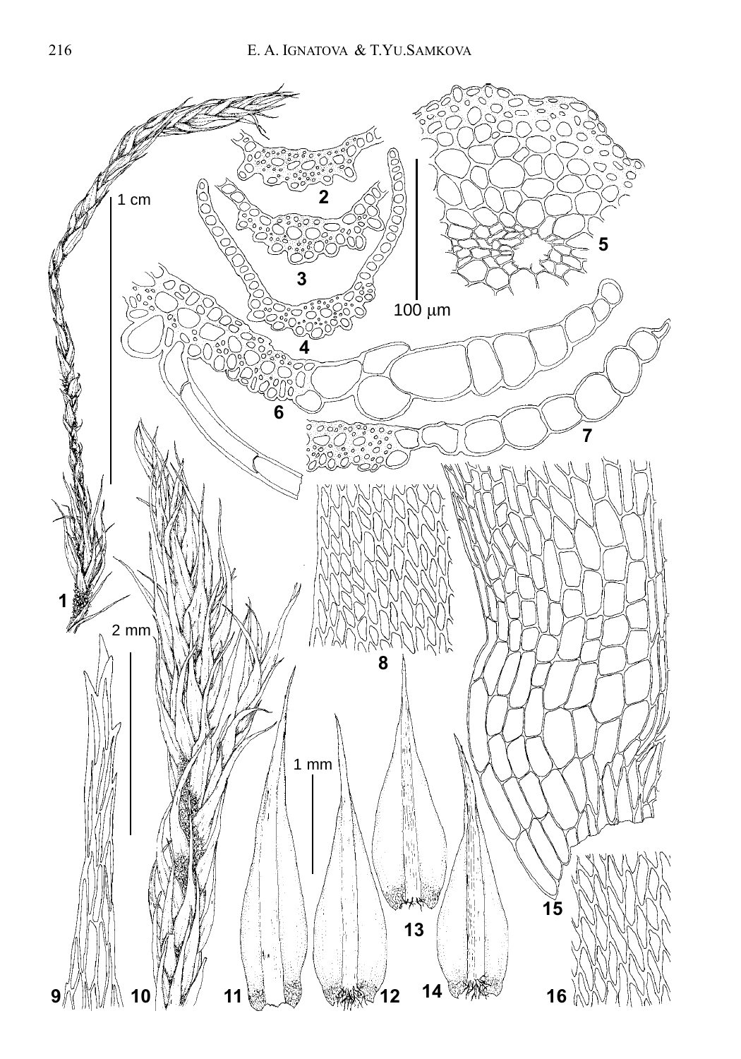1 cm

100 μm

2 mm

1 mm

1

2

3

4

5

6

7

8

9

10

11

12

13

14

15

16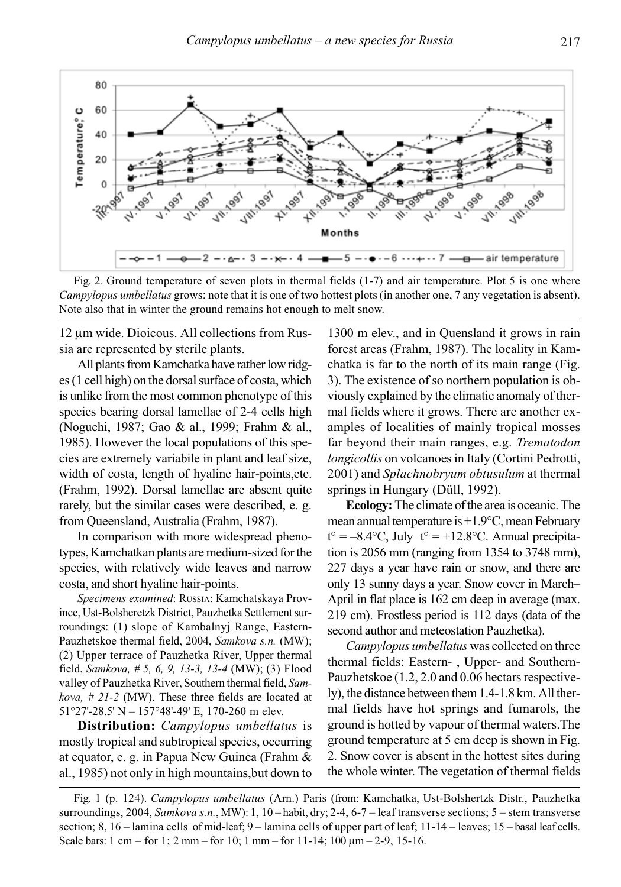Temperature° C

80
60
40
20
0
-20

III.1997 IV.1997 V.1997 VI.1997 VII.1997 VIII.1997 XI.1997 XII.1997 I.1998 II.1998 III.1998 IV.1998 V.1998 VII.1998 VIII.1998

Months

1 2 3 4 5 6 7 air temperature

Fig. 2. Ground temperature of seven plots in thermal fields (1-7) and air temperature. Plot 5 is one where *Campylopus umbellatus* grows: note that it is one of two hottest plots (in another one, 7 any vegetation is absent). Note also that in winter the ground remains hot enough to melt snow.

12 μm wide. Dioicous. All collections from Russia are represented by sterile plants.

All plants from Kamchatka have rather low ridges (1 cell high) on the dorsal surface of costa, which is unlike from the most common phenotype of this species bearing dorsal lamellae of 2-4 cells high (Noguchi, 1987; Gao & al., 1999; Frahm & al., 1985). However the local populations of this species are extremely variabile in plant and leaf size, width of costa, length of hyaline hair-points,etc. (Frahm, 1992). Dorsal lamellae are absent quite rarely, but the similar cases were described, e. g. from Queensland, Australia (Frahm, 1987).

In comparison with more widespread phenotypes, Kamchatkan plants are medium-sized for the species, with relatively wide leaves and narrow costa, and short hyaline hair-points.

*Specimens examined*: Russia: Kamchatskaya Province, Ust-Bolsheretzk District, Pauzhetka Settlement surroundings: (1) slope of Kambalnyj Range, Eastern-Pauzhetskoe thermal field, 2004, *Samkova s.n.* (MW); (2) Upper terrace of Pauzhetka River, Upper thermal field, *Samkova, # 5, 6, 9, 13-3, 13-4* (MW); (3) Flood valley of Pauzhetka River, Southern thermal field, *Samkova, # 21-2* (MW). These three fields are located at 51°27'-28.5' N – 157°48'-49' E, 170-260 m elev.

**Distribution:** *Campylopus umbellatus* is mostly tropical and subtropical species, occurring at equator, e. g. in Papua New Guinea (Frahm & al., 1985) not only in high mountains,but down to 1300 m elev., and in Quensland it grows in rain forest areas (Frahm, 1987). The locality in Kamchatka is far to the north of its main range (Fig. 3). The existence of so northern population is obviously explained by the climatic anomaly of thermal fields where it grows. There are another examples of localities of mainly tropical mosses far beyond their main ranges, e.g. *Trematodon longicollis* on volcanoes in Italy (Cortini Pedrotti, 2001) and *Splachnobryum obtusulum* at thermal springs in Hungary (Düll, 1992).

**Ecology:** The climate of the area is oceanic. The mean annual temperature is +1.9°C, mean February t° = –8.4°C, July t° = +12.8°C. Annual precipitation is 2056 mm (ranging from 1354 to 3748 mm), 227 days a year have rain or snow, and there are only 13 sunny days a year. Snow cover in March–April in flat place is 162 cm deep in average (max. 219 cm). Frostless period is 112 days (data of the second author and meteostation Pauzhetka).

*Campylopus umbellatus* was collected on three thermal fields: Eastern- , Upper- and Southern-Pauzhetskoe (1.2, 2.0 and 0.06 hectars respectively), the distance between them 1.4-1.8 km. All thermal fields have hot springs and fumarols, the ground is hotted by vapour of thermal waters.The ground temperature at 5 cm deep is shown in Fig. 2. Snow cover is absent in the hottest sites during the whole winter. The vegetation of thermal fields

Fig. 1 (p. 124). *Campylopus umbellatus* (Arn.) Paris (from: Kamchatka, Ust-Bolshertzk Distr., Pauzhetka surroundings, 2004, *Samkova s.n.*, MW): 1, 10 – habit, dry; 2-4, 6-7 – leaf transverse sections; 5 – stem transverse section; 8, 16 – lamina cells of mid-leaf; 9 – lamina cells of upper part of leaf; 11-14 – leaves; 15 – basal leaf cells. Scale bars: 1 cm – for 1; 2 mm – for 10; 1 mm – for 11-14; 100 μm – 2-9, 15-16.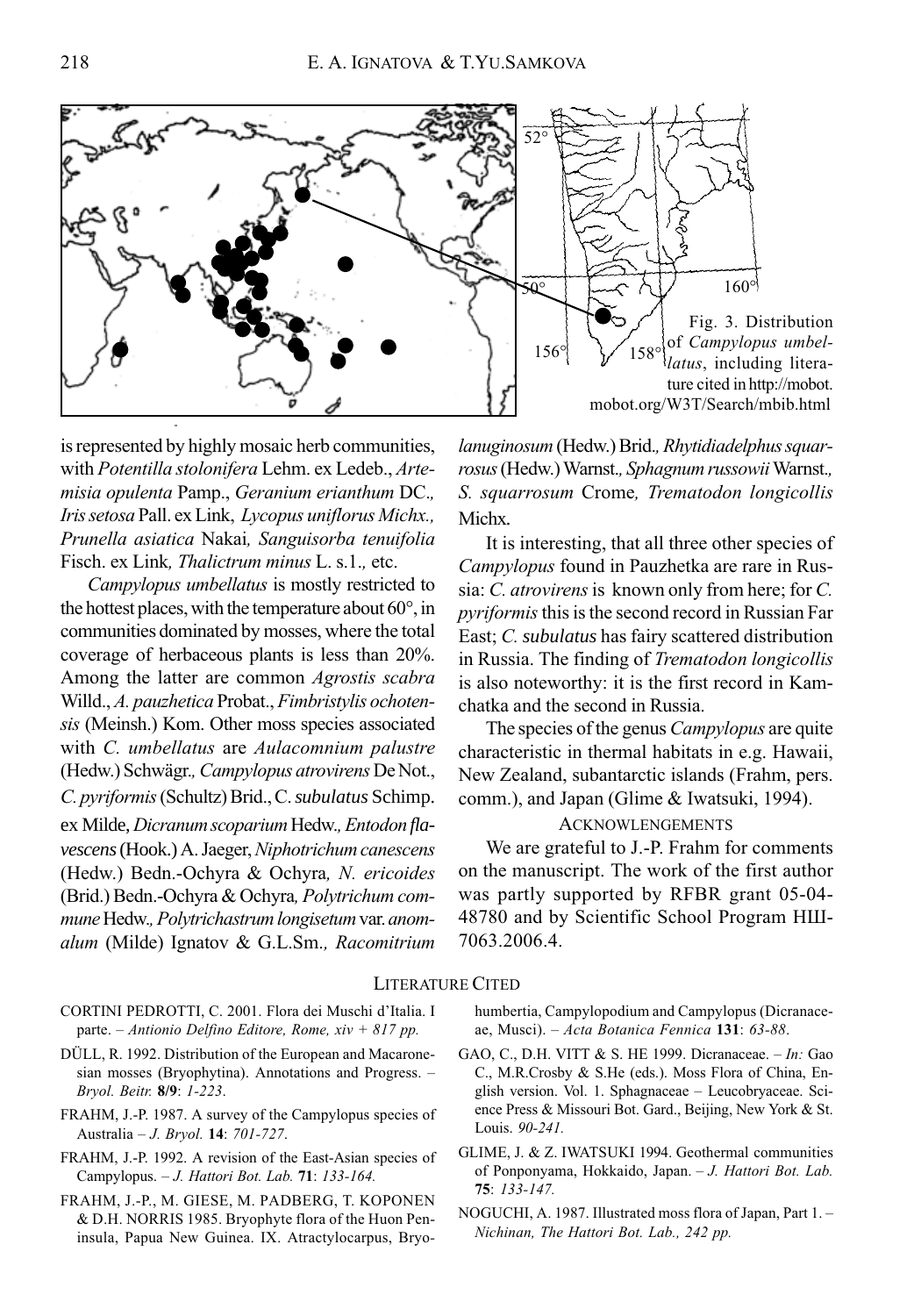52°

50°

160°

156°

158°

Fig. 3. Distribution of *Campylopus umbellatus*, including literature cited in http://mobot.mobot.org/W3T/Search/mbib.html

is represented by highly mosaic herb communities, with *Potentilla stolonifera* Lehm. ex Ledeb., *Artemisia opulenta* Pamp., *Geranium erianthum* DC., *Iris setosa* Pall. ex Link, *Lycopus uniflorus Michx., Prunella asiatica* Nakai*, Sanguisorba tenuifolia* Fisch. ex Link*, Thalictrum minus* L. s.l.*,* etc.

*Campylopus umbellatus* is mostly restricted to the hottest places, with the temperature about 60°, in communities dominated by mosses, where the total coverage of herbaceous plants is less than 20%. Among the latter are common *Agrostis scabra* Willd., *A. pauzhetica* Probat., *Fimbristylis ochotensis* (Meinsh.) Kom. Other moss species associated with *C. umbellatus* are *Aulacomnium palustre* (Hedw.) Schwägr.*, Campylopus atrovirens* De Not., *C. pyriformis* (Schultz) Brid., C. *subulatus* Schimp. ex Milde, *Dicranum scoparium* Hedw.*, Entodon flavescens* (Hook.) A. Jaeger, *Niphotrichum canescens* (Hedw.) Bedn.-Ochyra & Ochyra*, N. ericoides* (Brid.) Bedn.-Ochyra & Ochyra*, Polytrichum commune* Hedw.*, Polytrichastrum longisetum* var. *anomalum* (Milde) Ignatov & G.L.Sm.*, Racomitrium lanuginosum* (Hedw.) Brid.*, Rhytidiadelphus squarrosus* (Hedw.) Warnst.*, Sphagnum russowii* Warnst.*, S. squarrosum* Crome*, Trematodon longicollis* Michx.

It is interesting, that all three other species of *Campylopus* found in Pauzhetka are rare in Russia: *C. atrovirens* is known only from here; for *C. pyriformis* this is the second record in Russian Far East; *C. subulatus* has fairy scattered distribution in Russia. The finding of *Trematodon longicollis* is also noteworthy: it is the first record in Kamchatka and the second in Russia.

The species of the genus *Campylopus* are quite characteristic in thermal habitats in e.g. Hawaii, New Zealand, subantarctic islands (Frahm, pers. comm.), and Japan (Glime & Iwatsuki, 1994).

## ACKNOWLENGEMENTS

We are grateful to J.-P. Frahm for comments on the manuscript. The work of the first author was partly supported by RFBR grant 05-04-48780 and by Scientific School Program НШ-7063.2006.4.

## LITERATURE CITED

CORTINI PEDROTTI, C. 2001. Flora dei Muschi d'Italia. I parte. – *Antionio Delfino Editore, Rome, xiv + 817 pp.*

DÜLL, R. 1992. Distribution of the European and Macaronesian mosses (Bryophytina). Annotations and Progress. – *Bryol. Beitr.* **8/9**: *1-223*.

FRAHM, J.-P. 1987. A survey of the Campylopus species of Australia – *J. Bryol.* **14**: *701-727*.

FRAHM, J.-P. 1992. A revision of the East-Asian species of Campylopus. – *J. Hattori Bot. Lab.* **71**: *133-164.*

FRAHM, J.-P., M. GIESE, M. PADBERG, T. KOPONEN & D.H. NORRIS 1985. Bryophyte flora of the Huon Peninsula, Papua New Guinea. IX. Atractylocarpus, Bryohumbertia, Campylopodium and Campylopus (Dicranaceae, Musci). – *Acta Botanica Fennica* **131**: *63-88*.

GAO, C., D.H. VITT & S. HE 1999. Dicranaceae. – *In:* Gao C., M.R.Crosby & S.He (eds.). Moss Flora of China, English version. Vol. 1. Sphagnaceae – Leucobryaceae. Science Press & Missouri Bot. Gard., Beijing, New York & St. Louis. *90-241.*

GLIME, J. & Z. IWATSUKI 1994. Geothermal communities of Ponponyama, Hokkaido, Japan. – *J. Hattori Bot. Lab.* **75**: *133-147.*

NOGUCHI, A. 1987. Illustrated moss flora of Japan, Part 1. – *Nichinan, The Hattori Bot. Lab., 242 pp.*